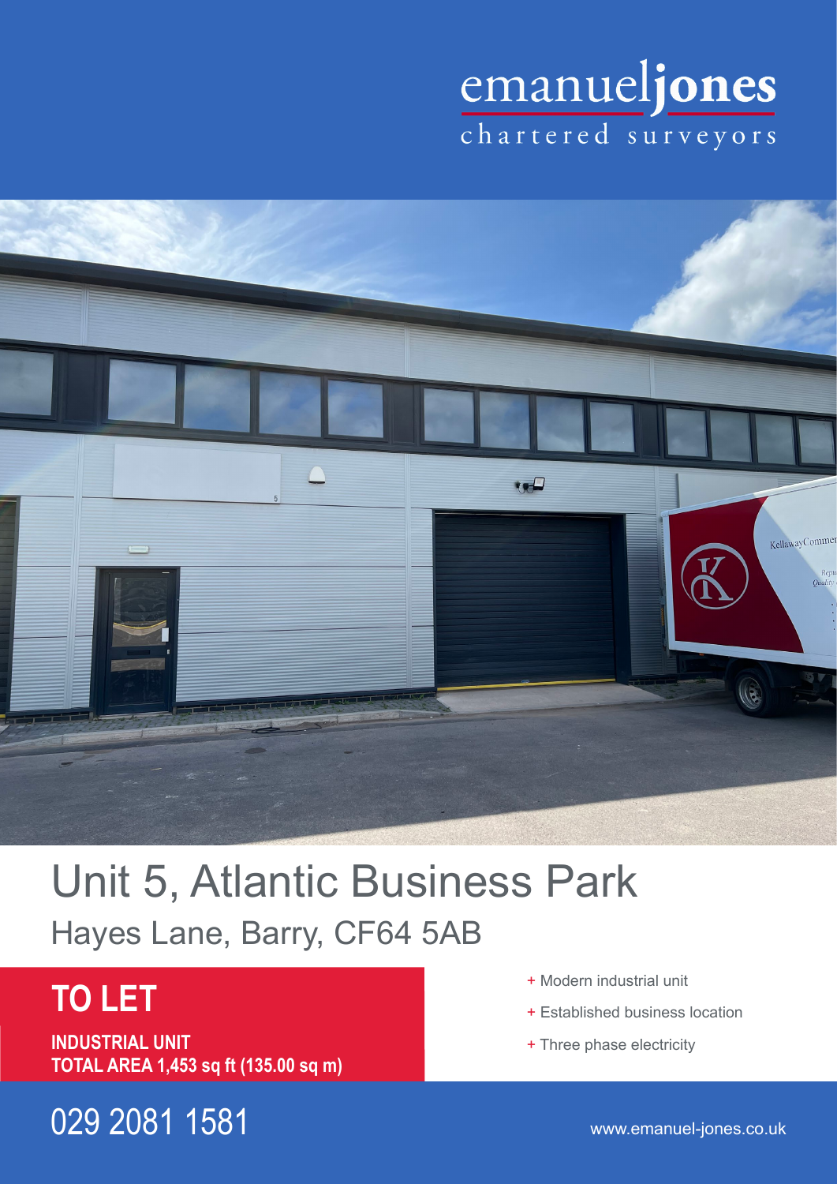emanueljones

chartered surveyors

# Unit 5, Atlantic Business Park

## Hayes Lane, Barry, CF64 5AB

## TO LET

**INDUSTRIAL UNIT**
**TOTAL AREA 1,453 sq ft (135.00 sq m)**

+ Modern industrial unit
+ Established business location
+ Three phase electricity

029 2081 1581

www.emanuel-jones.co.uk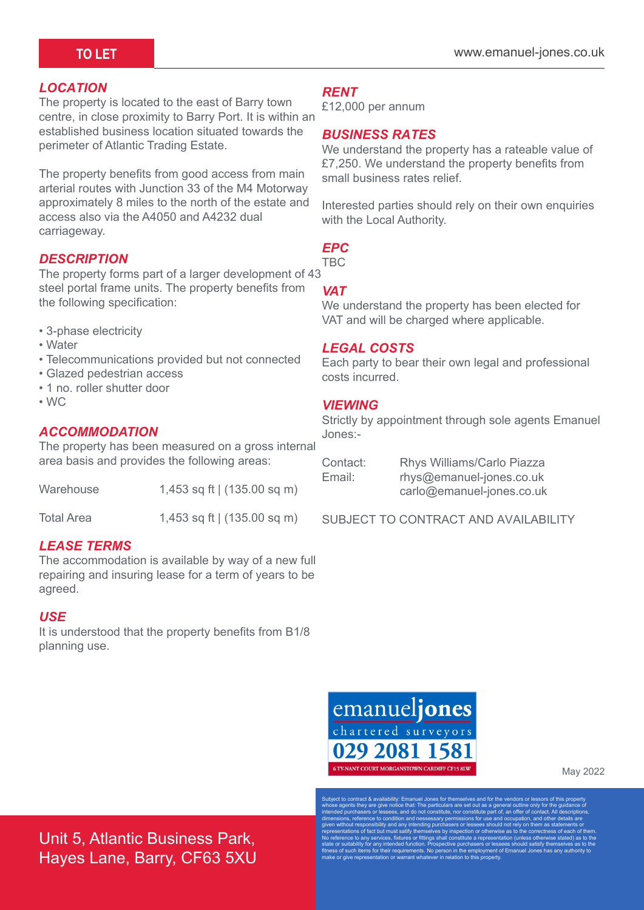TO LET

www.emanuel-jones.co.uk

## LOCATION

The property is located to the east of Barry town centre, in close proximity to Barry Port. It is within an established business location situated towards the perimeter of Atlantic Trading Estate.

The property benefits from good access from main arterial routes with Junction 33 of the M4 Motorway approximately 8 miles to the north of the estate and access also via the A4050 and A4232 dual carriageway.

## DESCRIPTION

The property forms part of a larger development of 43 steel portal frame units. The property benefits from the following specification:

- 3-phase electricity
- Water
- Telecommunications provided but not connected
- Glazed pedestrian access
- 1 no. roller shutter door
- WC

## ACCOMMODATION

The property has been measured on a gross internal area basis and provides the following areas:

| | |
|---|---|
| Warehouse | 1,453 sq ft \| (135.00 sq m) |
| Total Area | 1,453 sq ft \| (135.00 sq m) |

## LEASE TERMS

The accommodation is available by way of a new full repairing and insuring lease for a term of years to be agreed.

## USE

It is understood that the property benefits from B1/8 planning use.

## RENT

£12,000 per annum

## BUSINESS RATES

We understand the property has a rateable value of £7,250. We understand the property benefits from small business rates relief.

Interested parties should rely on their own enquiries with the Local Authority.

## EPC

TBC

## VAT

We understand the property has been elected for VAT and will be charged where applicable.

## LEGAL COSTS

Each party to bear their own legal and professional costs incurred.

## VIEWING

Strictly by appointment through sole agents Emanuel Jones:-

| | |
|---|---|
| Contact: | Rhys Williams/Carlo Piazza |
| Email: | rhys@emanuel-jones.co.uk<br>carlo@emanuel-jones.co.uk |

SUBJECT TO CONTRACT AND AVAILABILITY

emanueljones chartered surveyors 029 2081 1581
6 TY-NANT COURT MORGANSTOWN CARDIFF CF15 8LW

May 2022

Unit 5, Atlantic Business Park, Hayes Lane, Barry, CF63 5XU

Subject to contract & availability: Emanuel Jones for themselves and for the vendors or lessors of this property whose agents they are give notice that: The particulars are set out as a general outline only for the guidance of intended purchasers or lessees, and do not constitute, nor constitute part of, an offer of contact. All descriptions, dimensions, reference to condition and nessessary permissions for use and occupation, and other details are given without responsibility and any intending purchasers or lessees should not rely on them as statements or representations of fact but must satify themselves by inspection or otherwise as to the correctness of each of them. No reference to any services, fixtures or fittings shall constitute a representation (unless otherwise stated) as to the state or suitability for any intended function. Prospective purchasers or lessees should satisfy themselves as to the fitness of such items for their requirements. No person in the employment of Emanuel Jones has any authority to make or give representation or warrant whatever in relation to this property.